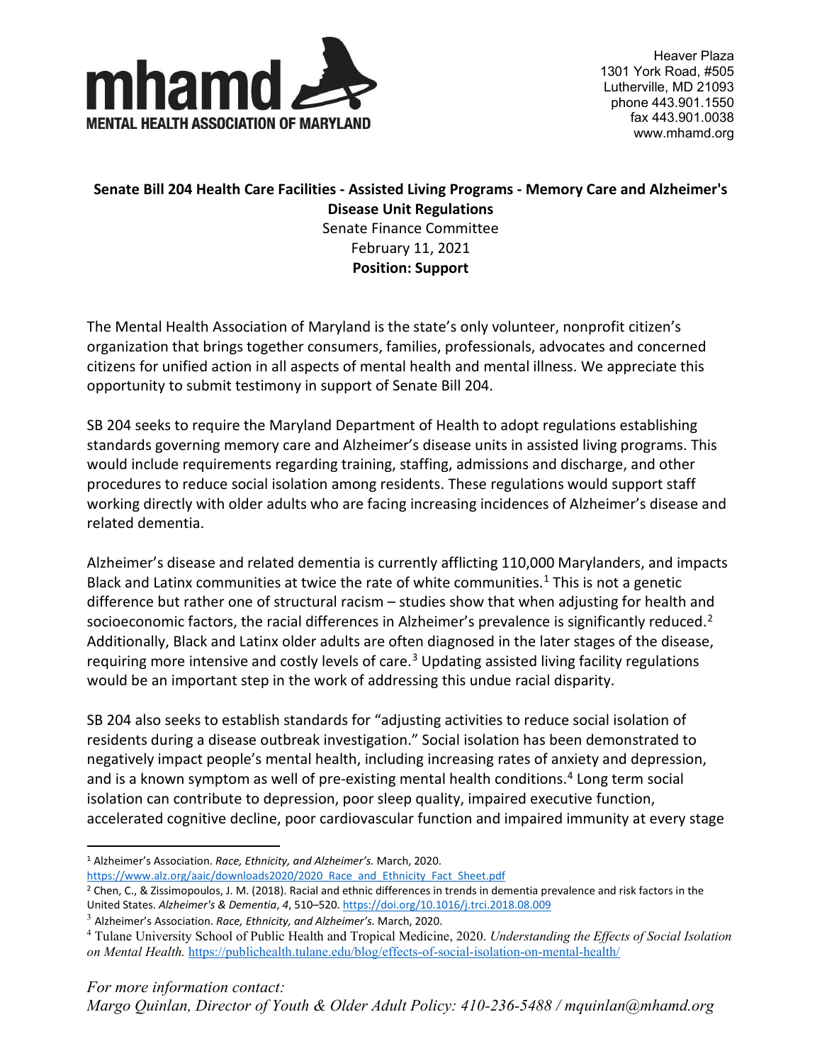mhamd

MENTAL HEALTH ASSOCIATION OF MARYLAND

Heaver Plaza
1301 York Road, #505
Lutherville, MD 21093
phone 443.901.1550
fax 443.901.0038
www.mhamd.org

**Senate Bill 204 Health Care Facilities - Assisted Living Programs - Memory Care and Alzheimer's Disease Unit Regulations**
Senate Finance Committee
February 11, 2021
**Position: Support**

The Mental Health Association of Maryland is the state's only volunteer, nonprofit citizen's organization that brings together consumers, families, professionals, advocates and concerned citizens for unified action in all aspects of mental health and mental illness. We appreciate this opportunity to submit testimony in support of Senate Bill 204.

SB 204 seeks to require the Maryland Department of Health to adopt regulations establishing standards governing memory care and Alzheimer's disease units in assisted living programs. This would include requirements regarding training, staffing, admissions and discharge, and other procedures to reduce social isolation among residents. These regulations would support staff working directly with older adults who are facing increasing incidences of Alzheimer's disease and related dementia.

Alzheimer's disease and related dementia is currently afflicting 110,000 Marylanders, and impacts Black and Latinx communities at twice the rate of white communities.[1] This is not a genetic difference but rather one of structural racism – studies show that when adjusting for health and socioeconomic factors, the racial differences in Alzheimer's prevalence is significantly reduced.[2] Additionally, Black and Latinx older adults are often diagnosed in the later stages of the disease, requiring more intensive and costly levels of care.[3] Updating assisted living facility regulations would be an important step in the work of addressing this undue racial disparity.

SB 204 also seeks to establish standards for "adjusting activities to reduce social isolation of residents during a disease outbreak investigation." Social isolation has been demonstrated to negatively impact people's mental health, including increasing rates of anxiety and depression, and is a known symptom as well of pre-existing mental health conditions.[4] Long term social isolation can contribute to depression, poor sleep quality, impaired executive function, accelerated cognitive decline, poor cardiovascular function and impaired immunity at every stage

---

[1] Alzheimer's Association. *Race, Ethnicity, and Alzheimer's.* March, 2020. https://www.alz.org/aaic/downloads2020/2020_Race_and_Ethnicity_Fact_Sheet.pdf

[2] Chen, C., & Zissimopoulos, J. M. (2018). Racial and ethnic differences in trends in dementia prevalence and risk factors in the United States. *Alzheimer's & Dementia*, *4*, 510–520. https://doi.org/10.1016/j.trci.2018.08.009

[3] Alzheimer's Association. *Race, Ethnicity, and Alzheimer's.* March, 2020.

[4] Tulane University School of Public Health and Tropical Medicine, 2020. *Understanding the Effects of Social Isolation on Mental Health.* https://publichealth.tulane.edu/blog/effects-of-social-isolation-on-mental-health/

*For more information contact:*
*Margo Quinlan, Director of Youth & Older Adult Policy: 410-236-5488 / mquinlan@mhamd.org*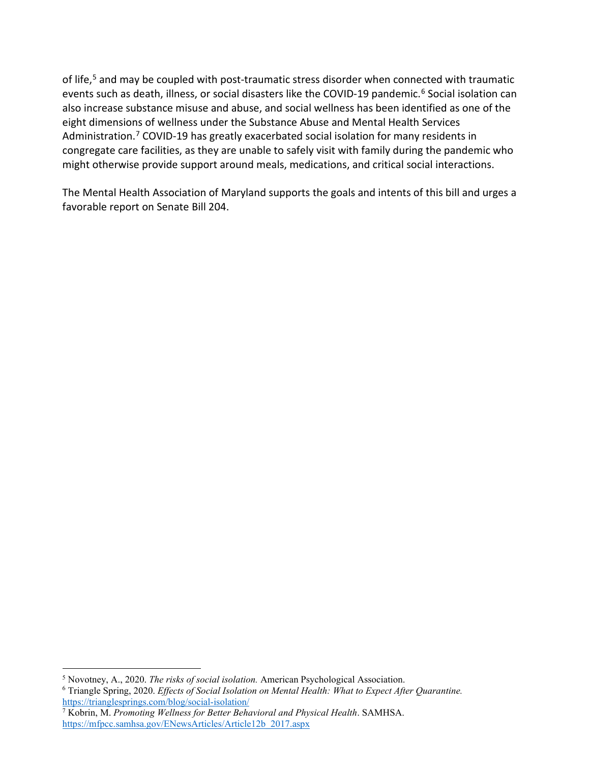of life,[5] and may be coupled with post-traumatic stress disorder when connected with traumatic events such as death, illness, or social disasters like the COVID-19 pandemic.[6] Social isolation can also increase substance misuse and abuse, and social wellness has been identified as one of the eight dimensions of wellness under the Substance Abuse and Mental Health Services Administration.[7] COVID-19 has greatly exacerbated social isolation for many residents in congregate care facilities, as they are unable to safely visit with family during the pandemic who might otherwise provide support around meals, medications, and critical social interactions.

The Mental Health Association of Maryland supports the goals and intents of this bill and urges a favorable report on Senate Bill 204.

---

[5] Novotney, A., 2020. *The risks of social isolation.* American Psychological Association.

[6] Triangle Spring, 2020. *Effects of Social Isolation on Mental Health: What to Expect After Quarantine.* https://trianglesprings.com/blog/social-isolation/

[7] Kobrin, M. *Promoting Wellness for Better Behavioral and Physical Health*. SAMHSA. https://mfpcc.samhsa.gov/ENewsArticles/Article12b_2017.aspx